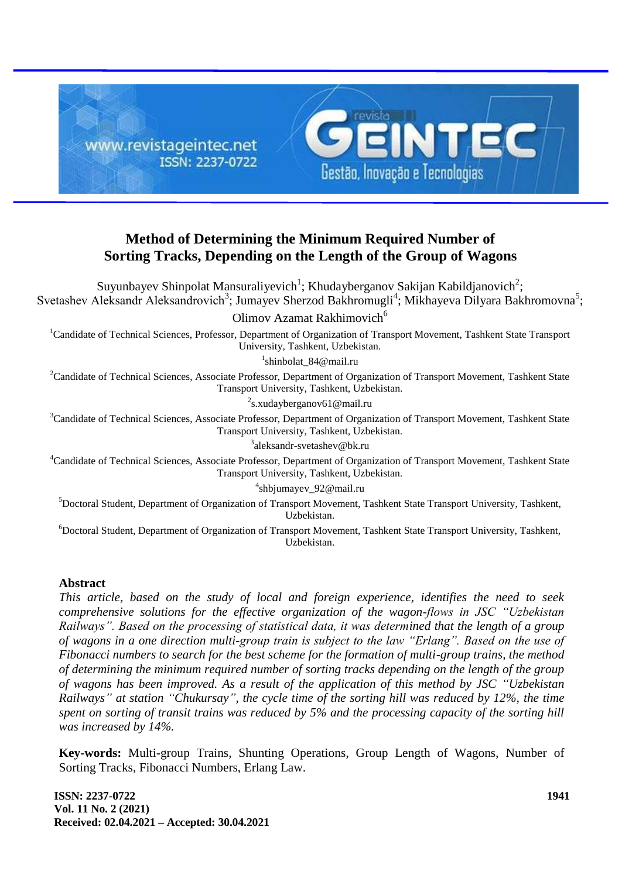# Method of Determining the Minimum Required Number of Sorting Tracks, Depending on the Length of the Group of Wagons

Suyunbayev Shinpolat Mansuraliyevich[1]; Khudayberganov Sakijan Kabildjanovich[2]; Svetashev Aleksandr Aleksandrovich[3]; Jumayev Sherzod Bakhromugli[4]; Mikhayeva Dilyara Bakhromovna[5]; Olimov Azamat Rakhimovich[6]

[1]Candidate of Technical Sciences, Professor, Department of Organization of Transport Movement, Tashkent State Transport University, Tashkent, Uzbekistan.

[1]shinbolat_84@mail.ru

[2]Candidate of Technical Sciences, Associate Professor, Department of Organization of Transport Movement, Tashkent State Transport University, Tashkent, Uzbekistan.

[2]s.xudayberganov61@mail.ru

[3]Candidate of Technical Sciences, Associate Professor, Department of Organization of Transport Movement, Tashkent State Transport University, Tashkent, Uzbekistan.

[3]aleksandr-svetashev@bk.ru

[4]Candidate of Technical Sciences, Associate Professor, Department of Organization of Transport Movement, Tashkent State Transport University, Tashkent, Uzbekistan.

[4]shbjumayev_92@mail.ru

[5]Doctoral Student, Department of Organization of Transport Movement, Tashkent State Transport University, Tashkent, Uzbekistan.

[6]Doctoral Student, Department of Organization of Transport Movement, Tashkent State Transport University, Tashkent, Uzbekistan.

## Abstract

*This article, based on the study of local and foreign experience, identifies the need to seek comprehensive solutions for the effective organization of the wagon-flows in JSC "Uzbekistan Railways". Based on the processing of statistical data, it was determined that the length of a group of wagons in a one direction multi-group train is subject to the law "Erlang". Based on the use of Fibonacci numbers to search for the best scheme for the formation of multi-group trains, the method of determining the minimum required number of sorting tracks depending on the length of the group of wagons has been improved. As a result of the application of this method by JSC "Uzbekistan Railways" at station "Chukursay", the cycle time of the sorting hill was reduced by 12%, the time spent on sorting of transit trains was reduced by 5% and the processing capacity of the sorting hill was increased by 14%.*

**Key-words:** Multi-group Trains, Shunting Operations, Group Length of Wagons, Number of Sorting Tracks, Fibonacci Numbers, Erlang Law.

**Received: 02.04.2021 – Accepted: 30.04.2021**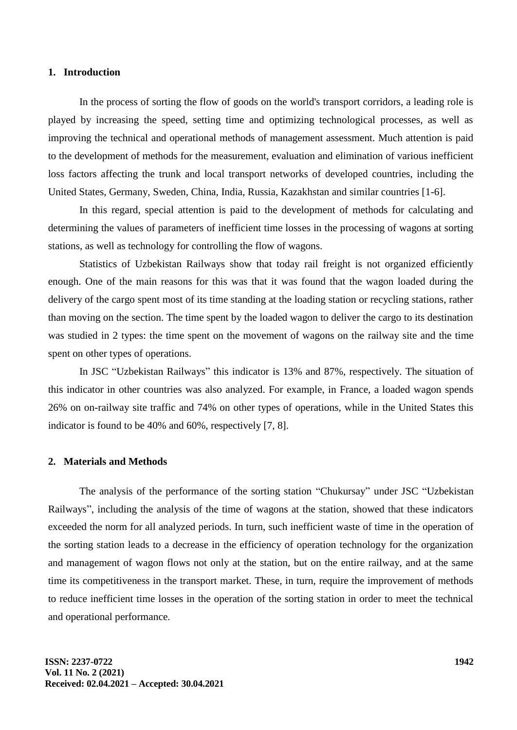## 1. Introduction

In the process of sorting the flow of goods on the world's transport corridors, a leading role is played by increasing the speed, setting time and optimizing technological processes, as well as improving the technical and operational methods of management assessment. Much attention is paid to the development of methods for the measurement, evaluation and elimination of various inefficient loss factors affecting the trunk and local transport networks of developed countries, including the United States, Germany, Sweden, China, India, Russia, Kazakhstan and similar countries [1-6].

In this regard, special attention is paid to the development of methods for calculating and determining the values of parameters of inefficient time losses in the processing of wagons at sorting stations, as well as technology for controlling the flow of wagons.

Statistics of Uzbekistan Railways show that today rail freight is not organized efficiently enough. One of the main reasons for this was that it was found that the wagon loaded during the delivery of the cargo spent most of its time standing at the loading station or recycling stations, rather than moving on the section. The time spent by the loaded wagon to deliver the cargo to its destination was studied in 2 types: the time spent on the movement of wagons on the railway site and the time spent on other types of operations.

In JSC "Uzbekistan Railways" this indicator is 13% and 87%, respectively. The situation of this indicator in other countries was also analyzed. For example, in France, a loaded wagon spends 26% on on-railway site traffic and 74% on other types of operations, while in the United States this indicator is found to be 40% and 60%, respectively [7, 8].

## 2. Materials and Methods

The analysis of the performance of the sorting station "Chukursay" under JSC "Uzbekistan Railways", including the analysis of the time of wagons at the station, showed that these indicators exceeded the norm for all analyzed periods. In turn, such inefficient waste of time in the operation of the sorting station leads to a decrease in the efficiency of operation technology for the organization and management of wagon flows not only at the station, but on the entire railway, and at the same time its competitiveness in the transport market. These, in turn, require the improvement of methods to reduce inefficient time losses in the operation of the sorting station in order to meet the technical and operational performance.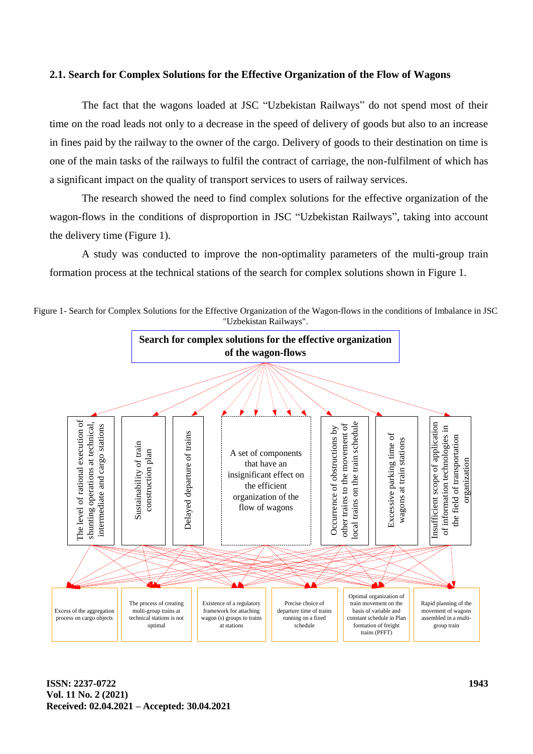### 2.1. Search for Complex Solutions for the Effective Organization of the Flow of Wagons

The fact that the wagons loaded at JSC "Uzbekistan Railways" do not spend most of their time on the road leads not only to a decrease in the speed of delivery of goods but also to an increase in fines paid by the railway to the owner of the cargo. Delivery of goods to their destination on time is one of the main tasks of the railways to fulfil the contract of carriage, the non-fulfilment of which has a significant impact on the quality of transport services to users of railway services.

The research showed the need to find complex solutions for the effective organization of the wagon-flows in the conditions of disproportion in JSC "Uzbekistan Railways", taking into account the delivery time (Figure 1).

A study was conducted to improve the non-optimality parameters of the multi-group train formation process at the technical stations of the search for complex solutions shown in Figure 1.

Figure 1- Search for Complex Solutions for the Effective Organization of the Wagon-flows in the conditions of Imbalance in JSC "Uzbekistan Railways".

**Search for complex solutions for the effective organization of the wagon-flows**

- The level of rational execution of shunting operations at technical, intermediate and cargo stations
- Sustainability of train construction plan
- Delayed departure of trains
- A set of components that have an insignificant effect on the efficient organization of the flow of wagons
- Occurrence of obstructions by other trains to the movement of local trains on the train schedule
- Excessive parking time of wagons at train stations
- Insufficient scope of application of information technologies in the field of transportation organization

- Excess of the aggregation process on cargo objects
- The process of creating multi-group trains at technical stations is not optimal
- Existence of a regulatory framework for attaching wagon (s) groups to trains at stations
- Precise choice of departure time of trains running on a fixed schedule
- Optimal organization of train movement on the basis of variable and constant schedule in Plan formation of freight trains (PFFT)
- Rapid planning of the movement of wagons assembled in a multi-group train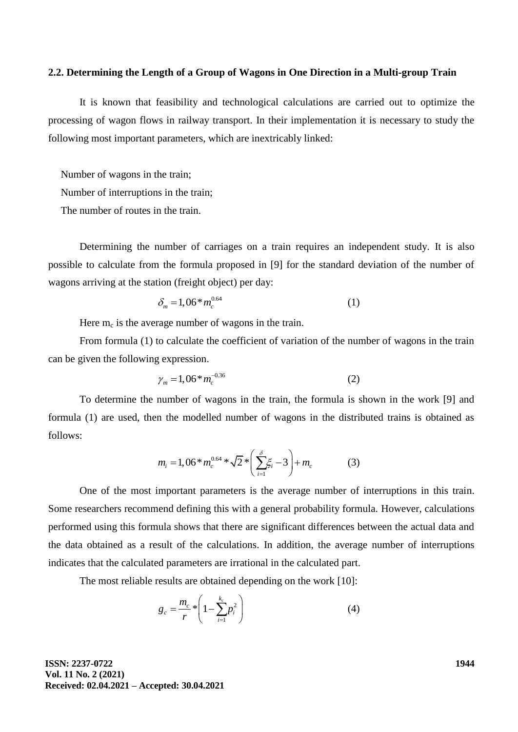### 2.2. Determining the Length of a Group of Wagons in One Direction in a Multi-group Train

It is known that feasibility and technological calculations are carried out to optimize the processing of wagon flows in railway transport. In their implementation it is necessary to study the following most important parameters, which are inextricably linked:

Number of wagons in the train;

Number of interruptions in the train;

The number of routes in the train.

Determining the number of carriages on a train requires an independent study. It is also possible to calculate from the formula proposed in [9] for the standard deviation of the number of wagons arriving at the station (freight object) per day:

$$\delta_m = 1{,}06 * m_c^{0.64} \tag{1}$$

Here $m_c$ is the average number of wagons in the train.

From formula (1) to calculate the coefficient of variation of the number of wagons in the train can be given the following expression.

$$\gamma_m = 1{,}06 * m_c^{-0.36} \tag{2}$$

To determine the number of wagons in the train, the formula is shown in the work [9] and formula (1) are used, then the modelled number of wagons in the distributed trains is obtained as follows:

$$m_i = 1{,}06 * m_c^{0.64} * \sqrt{2} * \left( \sum_{i=1}^{\delta} \xi_i - 3 \right) + m_c \tag{3}$$

One of the most important parameters is the average number of interruptions in this train. Some researchers recommend defining this with a general probability formula. However, calculations performed using this formula shows that there are significant differences between the actual data and the data obtained as a result of the calculations. In addition, the average number of interruptions indicates that the calculated parameters are irrational in the calculated part.

The most reliable results are obtained depending on the work [10]:

$$g_c = \frac{m_c}{r} * \left( 1 - \sum_{i=1}^{k_c} p_i^2 \right) \tag{4}$$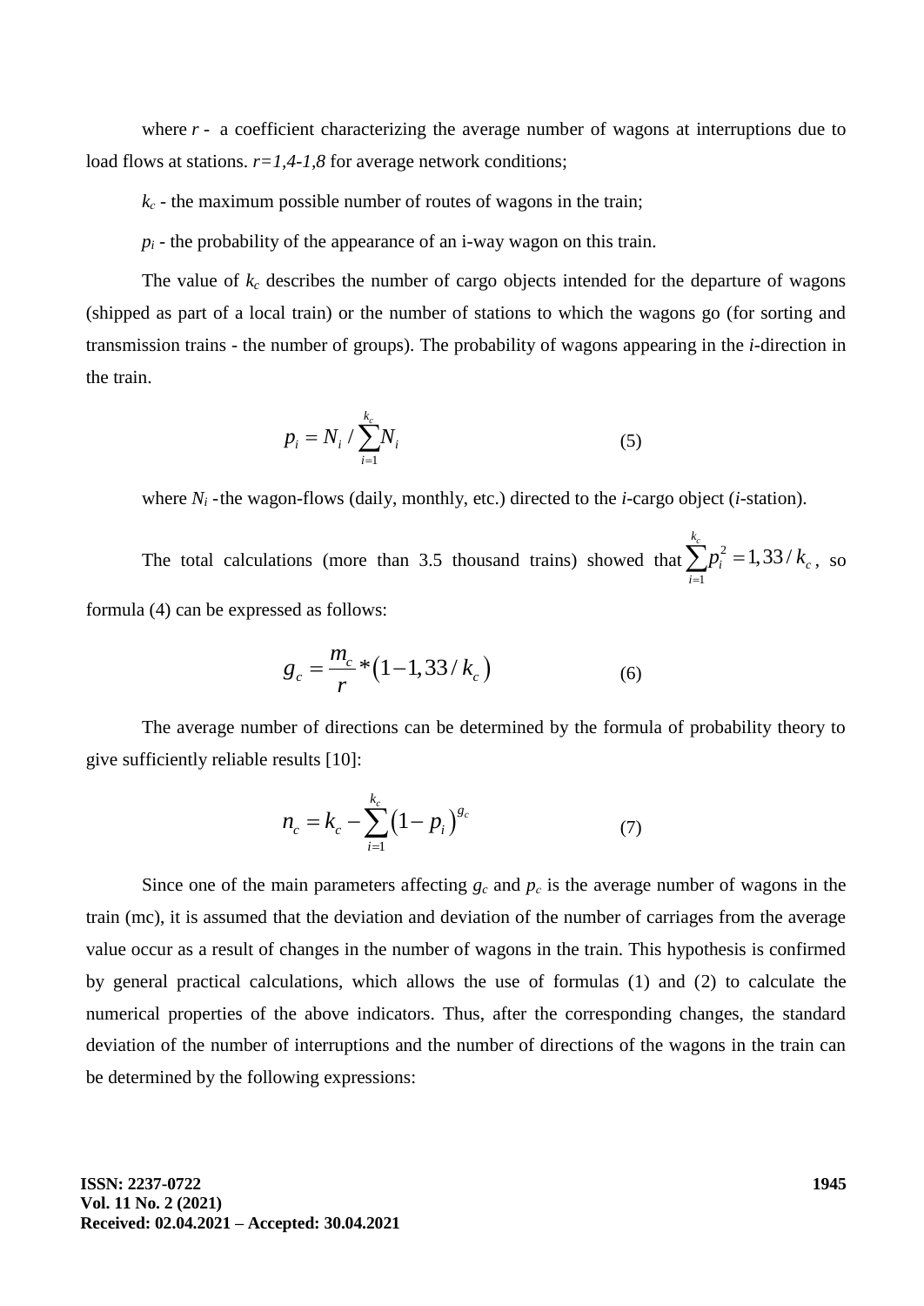where $r$ - a coefficient characterizing the average number of wagons at interruptions due to load flows at stations. $r=1,4\text{-}1,8$ for average network conditions;

$k_c$ - the maximum possible number of routes of wagons in the train;

$p_i$ - the probability of the appearance of an i-way wagon on this train.

The value of $k_c$ describes the number of cargo objects intended for the departure of wagons (shipped as part of a local train) or the number of stations to which the wagons go (for sorting and transmission trains - the number of groups). The probability of wagons appearing in the *i*-direction in the train.

$$p_i = N_i / \sum_{i=1}^{k_c} N_i \tag{5}$$

where $N_i$ -the wagon-flows (daily, monthly, etc.) directed to the *i*-cargo object (*i*-station).

The total calculations (more than 3.5 thousand trains) showed that $\sum_{i=1}^{k_c} p_i^2 = 1,33 / k_c$, so formula (4) can be expressed as follows:

$$g_c = \frac{m_c}{r} * \left(1 - 1,33 / k_c\right) \tag{6}$$

The average number of directions can be determined by the formula of probability theory to give sufficiently reliable results [10]:

$$n_c = k_c - \sum_{i=1}^{k_c} \left(1 - p_i\right)^{g_c} \tag{7}$$

Since one of the main parameters affecting $g_c$ and $p_c$ is the average number of wagons in the train (mc), it is assumed that the deviation and deviation of the number of carriages from the average value occur as a result of changes in the number of wagons in the train. This hypothesis is confirmed by general practical calculations, which allows the use of formulas (1) and (2) to calculate the numerical properties of the above indicators. Thus, after the corresponding changes, the standard deviation of the number of interruptions and the number of directions of the wagons in the train can be determined by the following expressions: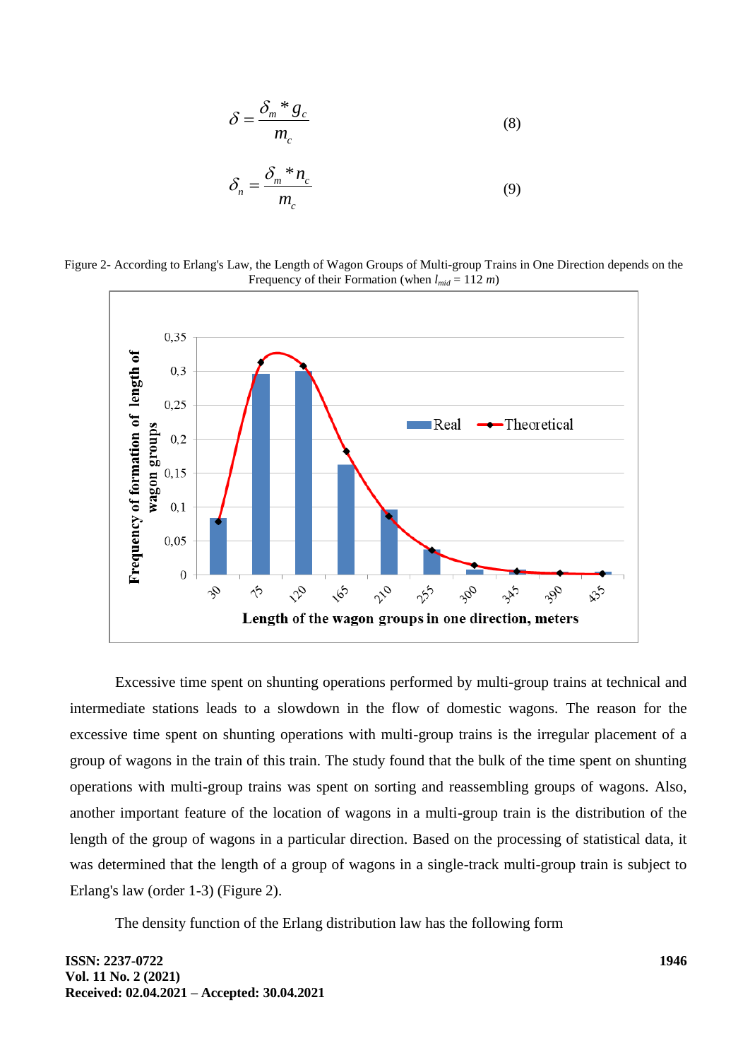$$\delta = \frac{\delta_m * g_c}{m_c} \qquad (8)$$

$$\delta_n = \frac{\delta_m * n_c}{m_c} \qquad (9)$$

Figure 2- According to Erlang's Law, the Length of Wagon Groups of Multi-group Trains in One Direction depends on the Frequency of their Formation (when $l_{mid}$ = 112 $m$)

Excessive time spent on shunting operations performed by multi-group trains at technical and intermediate stations leads to a slowdown in the flow of domestic wagons. The reason for the excessive time spent on shunting operations with multi-group trains is the irregular placement of a group of wagons in the train of this train. The study found that the bulk of the time spent on shunting operations with multi-group trains was spent on sorting and reassembling groups of wagons. Also, another important feature of the location of wagons in a multi-group train is the distribution of the length of the group of wagons in a particular direction. Based on the processing of statistical data, it was determined that the length of a group of wagons in a single-track multi-group train is subject to Erlang's law (order 1-3) (Figure 2).

The density function of the Erlang distribution law has the following form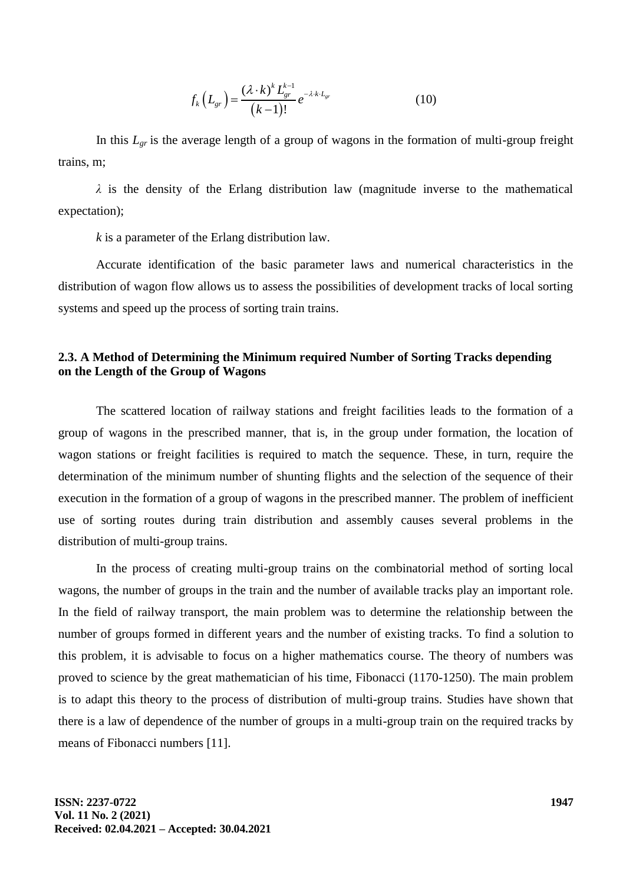$$f_k\left(L_{gr}\right)=\frac{(\lambda\cdot k)^k L_{gr}^{k-1}}{\left(k-1\right)!}e^{-\lambda\cdot k\cdot L_{gr}} \qquad (10)$$

In this $L_{gr}$ is the average length of a group of wagons in the formation of multi-group freight trains, m;

$\lambda$ is the density of the Erlang distribution law (magnitude inverse to the mathematical expectation);

$k$ is a parameter of the Erlang distribution law.

Accurate identification of the basic parameter laws and numerical characteristics in the distribution of wagon flow allows us to assess the possibilities of development tracks of local sorting systems and speed up the process of sorting train trains.

### 2.3. A Method of Determining the Minimum required Number of Sorting Tracks depending on the Length of the Group of Wagons

The scattered location of railway stations and freight facilities leads to the formation of a group of wagons in the prescribed manner, that is, in the group under formation, the location of wagon stations or freight facilities is required to match the sequence. These, in turn, require the determination of the minimum number of shunting flights and the selection of the sequence of their execution in the formation of a group of wagons in the prescribed manner. The problem of inefficient use of sorting routes during train distribution and assembly causes several problems in the distribution of multi-group trains.

In the process of creating multi-group trains on the combinatorial method of sorting local wagons, the number of groups in the train and the number of available tracks play an important role. In the field of railway transport, the main problem was to determine the relationship between the number of groups formed in different years and the number of existing tracks. To find a solution to this problem, it is advisable to focus on a higher mathematics course. The theory of numbers was proved to science by the great mathematician of his time, Fibonacci (1170-1250). The main problem is to adapt this theory to the process of distribution of multi-group trains. Studies have shown that there is a law of dependence of the number of groups in a multi-group train on the required tracks by means of Fibonacci numbers [11].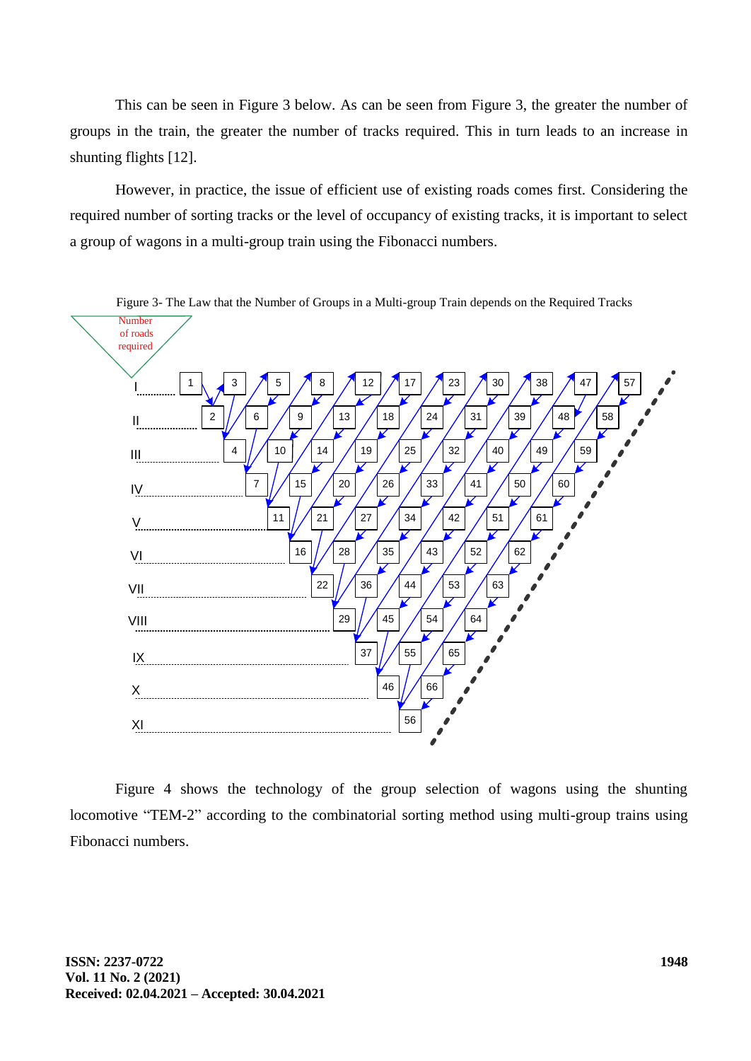This can be seen in Figure 3 below. As can be seen from Figure 3, the greater the number of groups in the train, the greater the number of tracks required. This in turn leads to an increase in shunting flights [12].

However, in practice, the issue of efficient use of existing roads comes first. Considering the required number of sorting tracks or the level of occupancy of existing tracks, it is important to select a group of wagons in a multi-group train using the Fibonacci numbers.

Figure 3- The Law that the Number of Groups in a Multi-group Train depends on the Required Tracks

Figure 4 shows the technology of the group selection of wagons using the shunting locomotive “TEM-2” according to the combinatorial sorting method using multi-group trains using Fibonacci numbers.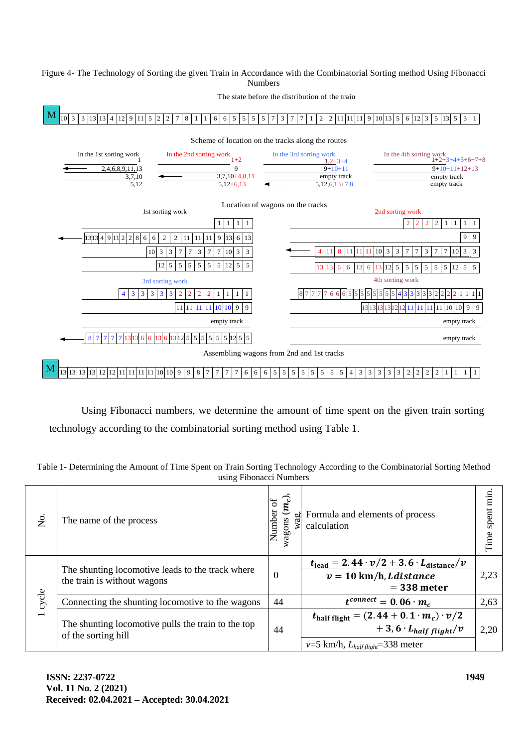Figure 4- The Technology of Sorting the given Train in Accordance with the Combinatorial Sorting method Using Fibonacci Numbers

The state before the distribution of the train

| M | 10 | 3 | 3 | 13 | 13 | 4 | 12 | 9 | 11 | 5 | 2 | 2 | 7 | 8 | 1 | 1 | 6 | 6 | 5 | 5 | 5 | 5 | 7 | 3 | 7 | 7 | 1 | 2 | 2 | 11 | 11 | 11 | 9 | 10 | 13 | 5 | 6 | 12 | 3 | 5 | 13 | 5 | 3 | 1 |
|---|---|---|---|---|---|---|---|---|---|---|---|---|---|---|---|---|---|---|---|---|---|---|---|---|---|---|---|---|---|---|---|---|---|---|---|---|---|---|---|---|---|---|---|---|

Scheme of location on the tracks along the routes

| In the 1st sorting work | In the 2nd sorting work | In the 3rd sorting work | In the 4th sorting work |
|---|---|---|---|
| 1 | 1+2 | 1,2+3+4 | 1+2+3+4+5+6+7+8 |
| 2,4,6,8,9,11,13 | 9 | 9+10+11 | 9+10+11+12+13 |
| 3,7,10 | 3,7,10+4,8,11 | empty track | empty track |
| 5,12 | 5,12+6,13 | 5,12,6,13+7,8 | empty track |

Location of wagons on the tracks

1st sorting work

| Track | Wagons |
|---|---|
| 1 | 1 1 1 1 |
| 2 | 13 13 4 9 11 2 2 8 6 6 2 2 11 11 11 9 13 6 13 |
| 3 | 10 3 3 7 7 3 7 7 10 3 3 |
| 4 | 12 5 5 5 5 5 5 12 5 5 |

2nd sorting work

| Track | Wagons |
|---|---|
| 1 | 2 2 2 2 1 1 1 1 |
| 2 | 9 9 |
| 3 | 4 11 8 11 11 11 10 3 3 7 7 3 7 7 10 3 3 |
| 4 | 13 13 6 6 13 6 13 12 5 5 5 5 5 5 12 5 5 |

3rd sorting work

| Track | Wagons |
|---|---|
| 1 | 4 3 3 3 3 3 2 2 2 2 1 1 1 1 |
| 2 | 11 11 11 11 10 10 9 9 |
| 3 | empty track |
| 4 | 8 7 7 7 7 13 13 6 6 13 6 13 12 5 5 5 5 5 5 12 5 5 |

4th sorting work

| Track | Wagons |
|---|---|
| 1 | 8 7 7 7 7 6 6 6 5 5 5 5 5 5 5 5 4 3 3 3 3 3 2 2 2 2 1 1 1 1 |
| 2 | 13 13 13 13 12 12 11 11 11 11 10 10 9 9 |
| 3 | empty track |
| 4 | empty track |

Assembling wagons from 2nd and 1st tracks

| M | 13 | 13 | 13 | 13 | 12 | 12 | 11 | 11 | 11 | 11 | 10 | 10 | 9 | 9 | 8 | 7 | 7 | 7 | 7 | 6 | 6 | 6 | 5 | 5 | 5 | 5 | 5 | 5 | 5 | 5 | 4 | 3 | 3 | 3 | 3 | 3 | 2 | 2 | 2 | 2 | 1 | 1 | 1 | 1 |
|---|---|---|---|---|---|---|---|---|---|---|---|---|---|---|---|---|---|---|---|---|---|---|---|---|---|---|---|---|---|---|---|---|---|---|---|---|---|---|---|---|---|---|---|---|

Using Fibonacci numbers, we determine the amount of time spent on the given train sorting technology according to the combinatorial sorting method using Table 1.

Table 1- Determining the Amount of Time Spent on Train Sorting Technology According to the Combinatorial Sorting Method using Fibonacci Numbers

| No. | The name of the process | Number of wagons ($m_c$), wag. | Formula and elements of process calculation | Time spent min. |
|---|---|---|---|---|
| 1 cycle | The shunting locomotive leads to the track where the train is without wagons | 0 | $t_{lead} = 2.44 \cdot v/2 + 3.6 \cdot L_{distance}/v$; $v = 10$ km/h, $Ldistance = 338$ meter | 2,23 |
| | Connecting the shunting locomotive to the wagons | 44 | $t^{connect} = 0.06 \cdot m_c$ | 2,63 |
| | The shunting locomotive pulls the train to the top of the sorting hill | 44 | $t_{half\ flight} = (2.44 + 0.1 \cdot m_c) \cdot v/2 + 3,6 \cdot L_{half\ flight}/v$; $v$=5 km/h, $L_{half\ flight}$=338 meter | 2,20 |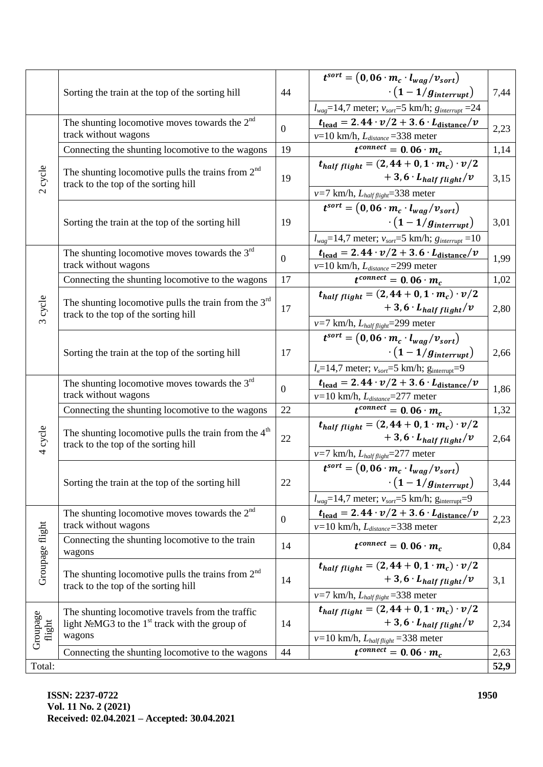|  |  |  |  |  |
|---|---|---|---|---|
|  | Sorting the train at the top of the sorting hill | 44 | $t^{sort} = \left(0,06 \cdot m_c \cdot l_{wag}/v_{sort}\right) \cdot \left(1 - 1/g_{interrupt}\right)$<br>$l_{wag}$=14,7 meter; $v_{sort}$=5 km/h; $g_{interrupt}$ =24 | 7,44 |
| 2 cycle | The shunting locomotive moves towards the 2nd track without wagons | 0 | $t_{lead} = 2.44 \cdot v/2 + 3.6 \cdot L_{distance}/v$<br>$v$=10 km/h, $L_{distance}$ =338 meter | 2,23 |
|  | Connecting the shunting locomotive to the wagons | 19 | $t^{connect} = 0.06 \cdot m_c$ | 1,14 |
|  | The shunting locomotive pulls the trains from 2nd track to the top of the sorting hill | 19 | $t_{half\ flight} = (2,44 + 0,1 \cdot m_c) \cdot v/2 + 3,6 \cdot L_{half\ flight}/v$<br>$v$=7 km/h, $L_{half\ flight}$=338 meter | 3,15 |
|  | Sorting the train at the top of the sorting hill | 19 | $t^{sort} = \left(0,06 \cdot m_c \cdot l_{wag}/v_{sort}\right) \cdot \left(1 - 1/g_{interrupt}\right)$<br>$l_{wag}$=14,7 meter; $v_{sort}$=5 km/h; $g_{interrupt}$ =10 | 3,01 |
| 3 cycle | The shunting locomotive moves towards the 3rd track without wagons | 0 | $t_{lead} = 2.44 \cdot v/2 + 3.6 \cdot L_{distance}/v$<br>$v$=10 km/h, $L_{distance}$ =299 meter | 1,99 |
|  | Connecting the shunting locomotive to the wagons | 17 | $t^{connect} = 0.06 \cdot m_c$ | 1,02 |
|  | The shunting locomotive pulls the train from the 3rd track to the top of the sorting hill | 17 | $t_{half\ flight} = (2,44 + 0,1 \cdot m_c) \cdot v/2 + 3,6 \cdot L_{half\ flight}/v$<br>$v$=7 km/h, $L_{half\ flight}$=299 meter | 2,80 |
|  | Sorting the train at the top of the sorting hill | 17 | $t^{sort} = \left(0,06 \cdot m_c \cdot l_{wag}/v_{sort}\right) \cdot \left(1 - 1/g_{interrupt}\right)$<br>$l_в$=14,7 meter; $v_{sort}$=5 km/h; $g_{interrupt}$=9 | 2,66 |
| 4 cycle | The shunting locomotive moves towards the 3rd track without wagons | 0 | $t_{lead} = 2.44 \cdot v/2 + 3.6 \cdot L_{distance}/v$<br>$v$=10 km/h, $L_{distance}$=277 meter | 1,86 |
|  | Connecting the shunting locomotive to the wagons | 22 | $t^{connect} = 0.06 \cdot m_c$ | 1,32 |
|  | The shunting locomotive pulls the train from the 4th track to the top of the sorting hill | 22 | $t_{half\ flight} = (2,44 + 0,1 \cdot m_c) \cdot v/2 + 3,6 \cdot L_{half\ flight}/v$<br>$v$=7 km/h, $L_{half\ flight}$=277 meter | 2,64 |
|  | Sorting the train at the top of the sorting hill | 22 | $t^{sort} = \left(0,06 \cdot m_c \cdot l_{wag}/v_{sort}\right) \cdot \left(1 - 1/g_{interrupt}\right)$<br>$l_{wag}$=14,7 meter; $v_{sort}$=5 km/h; $g_{interrupt}$=9 | 3,44 |
| Groupage flight | The shunting locomotive moves towards the 2nd track without wagons | 0 | $t_{lead} = 2.44 \cdot v/2 + 3.6 \cdot L_{distance}/v$<br>$v$=10 km/h, $L_{distance}$=338 meter | 2,23 |
|  | Connecting the shunting locomotive to the train wagons | 14 | $t^{connect} = 0.06 \cdot m_c$ | 0,84 |
|  | The shunting locomotive pulls the trains from 2nd track to the top of the sorting hill | 14 | $t_{half\ flight} = (2,44 + 0,1 \cdot m_c) \cdot v/2 + 3,6 \cdot L_{half\ flight}/v$<br>$v$=7 km/h, $L_{half\ flight}$ =338 meter | 3,1 |
| Groupage flight | The shunting locomotive travels from the traffic light №MG3 to the 1st track with the group of wagons | 14 | $t_{half\ flight} = (2,44 + 0,1 \cdot m_c) \cdot v/2 + 3,6 \cdot L_{half\ flight}/v$<br>$v$=10 km/h, $L_{half\ flight}$ =338 meter | 2,34 |
|  | Connecting the shunting locomotive to the wagons | 44 | $t^{connect} = 0.06 \cdot m_c$ | 2,63 |
| Total: |  |  |  | **52,9** |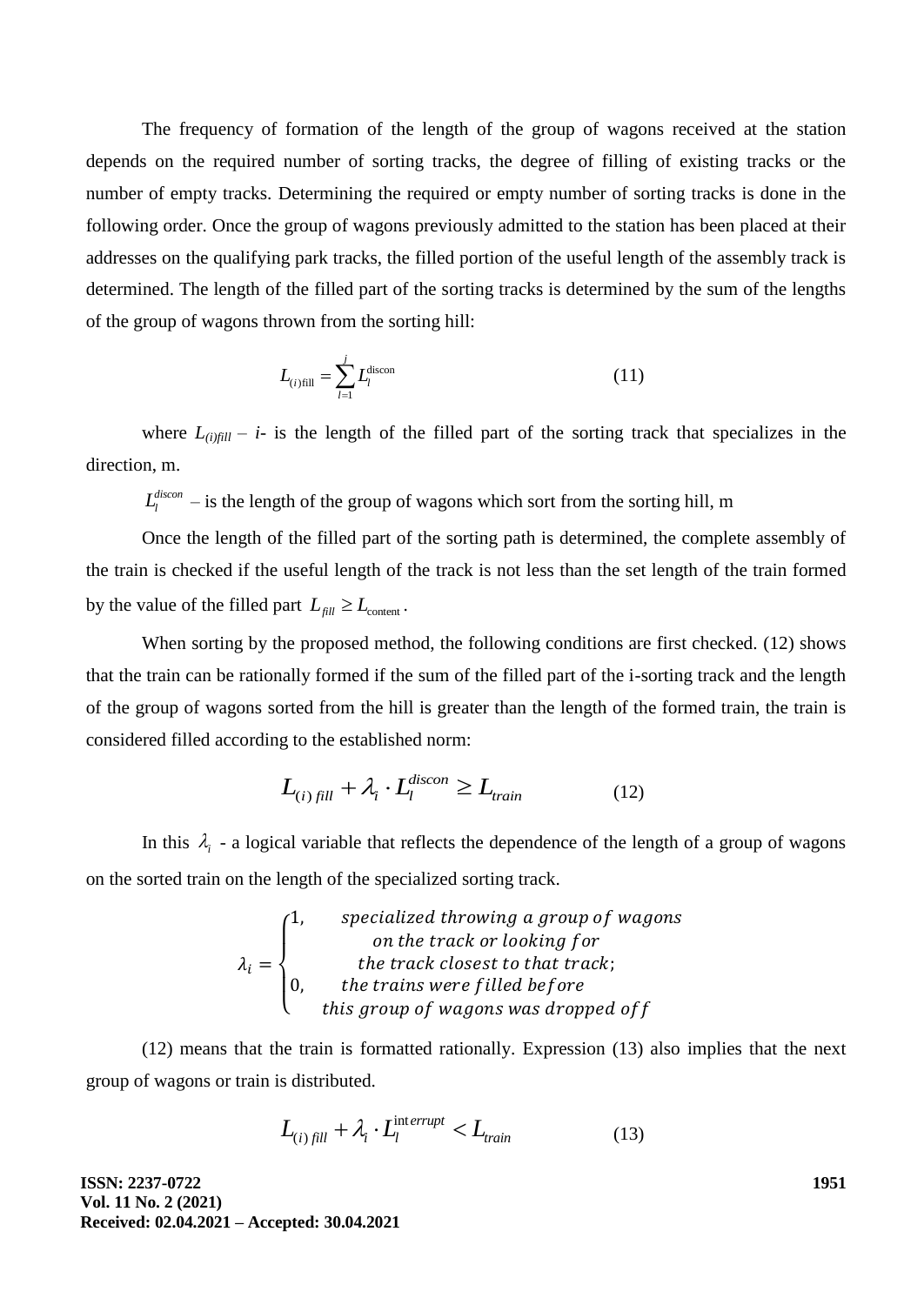The frequency of formation of the length of the group of wagons received at the station depends on the required number of sorting tracks, the degree of filling of existing tracks or the number of empty tracks. Determining the required or empty number of sorting tracks is done in the following order. Once the group of wagons previously admitted to the station has been placed at their addresses on the qualifying park tracks, the filled portion of the useful length of the assembly track is determined. The length of the filled part of the sorting tracks is determined by the sum of the lengths of the group of wagons thrown from the sorting hill:

$$L_{(i)\text{fill}} = \sum_{l=1}^{j} L_l^{\text{discon}} \tag{11}$$

where $L_{(i)fill}$ – *i*- is the length of the filled part of the sorting track that specializes in the direction, m.

$L_l^{discon}$ – is the length of the group of wagons which sort from the sorting hill, m

Once the length of the filled part of the sorting path is determined, the complete assembly of the train is checked if the useful length of the track is not less than the set length of the train formed by the value of the filled part $L_{fill} \geq L_{\text{content}}$.

When sorting by the proposed method, the following conditions are first checked. (12) shows that the train can be rationally formed if the sum of the filled part of the i-sorting track and the length of the group of wagons sorted from the hill is greater than the length of the formed train, the train is considered filled according to the established norm:

$$L_{(i)\,fill} + \lambda_i \cdot L_l^{discon} \geq L_{train} \tag{12}$$

In this $\lambda_i$ - a logical variable that reflects the dependence of the length of a group of wagons on the sorted train on the length of the specialized sorting track.

$$\lambda_i = \begin{cases} 1, & specialized\ throwing\ a\ group\ of\ wagons \\ & on\ the\ track\ or\ looking\ for \\ & the\ track\ closest\ to\ that\ track; \\ 0, & the\ trains\ were\ filled\ before \\ & this\ group\ of\ wagons\ was\ dropped\ off \end{cases}$$

(12) means that the train is formatted rationally. Expression (13) also implies that the next group of wagons or train is distributed.

$$L_{(i)\,fill} + \lambda_i \cdot L_l^{\text{int}errupt} < L_{train} \tag{13}$$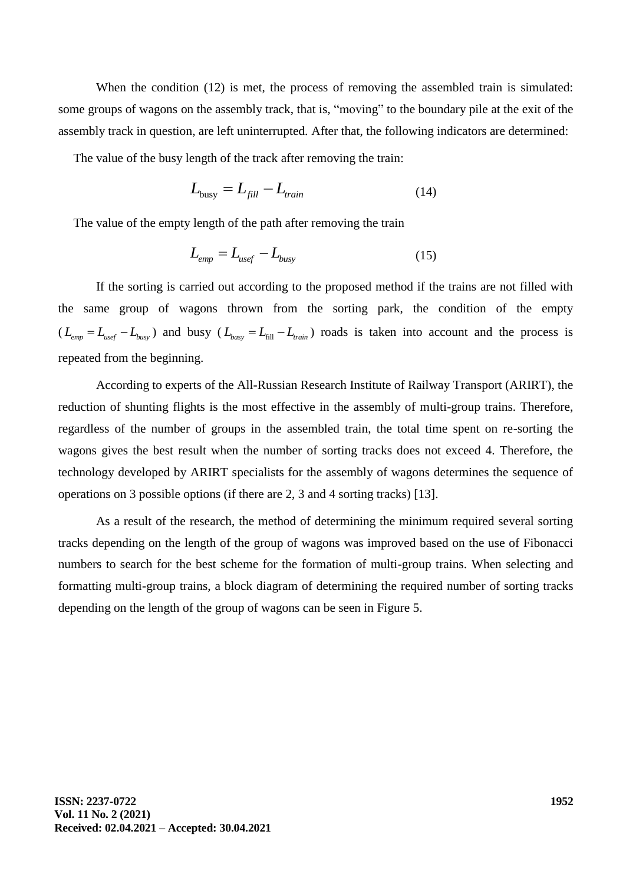When the condition (12) is met, the process of removing the assembled train is simulated: some groups of wagons on the assembly track, that is, "moving" to the boundary pile at the exit of the assembly track in question, are left uninterrupted. After that, the following indicators are determined:

The value of the busy length of the track after removing the train:

$$L_{\text{busy}} = L_{fill} - L_{train} \tag{14}$$

The value of the empty length of the path after removing the train

$$L_{emp} = L_{usef} - L_{busy} \tag{15}$$

If the sorting is carried out according to the proposed method if the trains are not filled with the same group of wagons thrown from the sorting park, the condition of the empty ($L_{emp} = L_{usef} - L_{busy}$) and busy ($L_{basy} = L_{\text{fill}} - L_{train}$) roads is taken into account and the process is repeated from the beginning.

According to experts of the All-Russian Research Institute of Railway Transport (ARIRT), the reduction of shunting flights is the most effective in the assembly of multi-group trains. Therefore, regardless of the number of groups in the assembled train, the total time spent on re-sorting the wagons gives the best result when the number of sorting tracks does not exceed 4. Therefore, the technology developed by ARIRT specialists for the assembly of wagons determines the sequence of operations on 3 possible options (if there are 2, 3 and 4 sorting tracks) [13].

As a result of the research, the method of determining the minimum required several sorting tracks depending on the length of the group of wagons was improved based on the use of Fibonacci numbers to search for the best scheme for the formation of multi-group trains. When selecting and formatting multi-group trains, a block diagram of determining the required number of sorting tracks depending on the length of the group of wagons can be seen in Figure 5.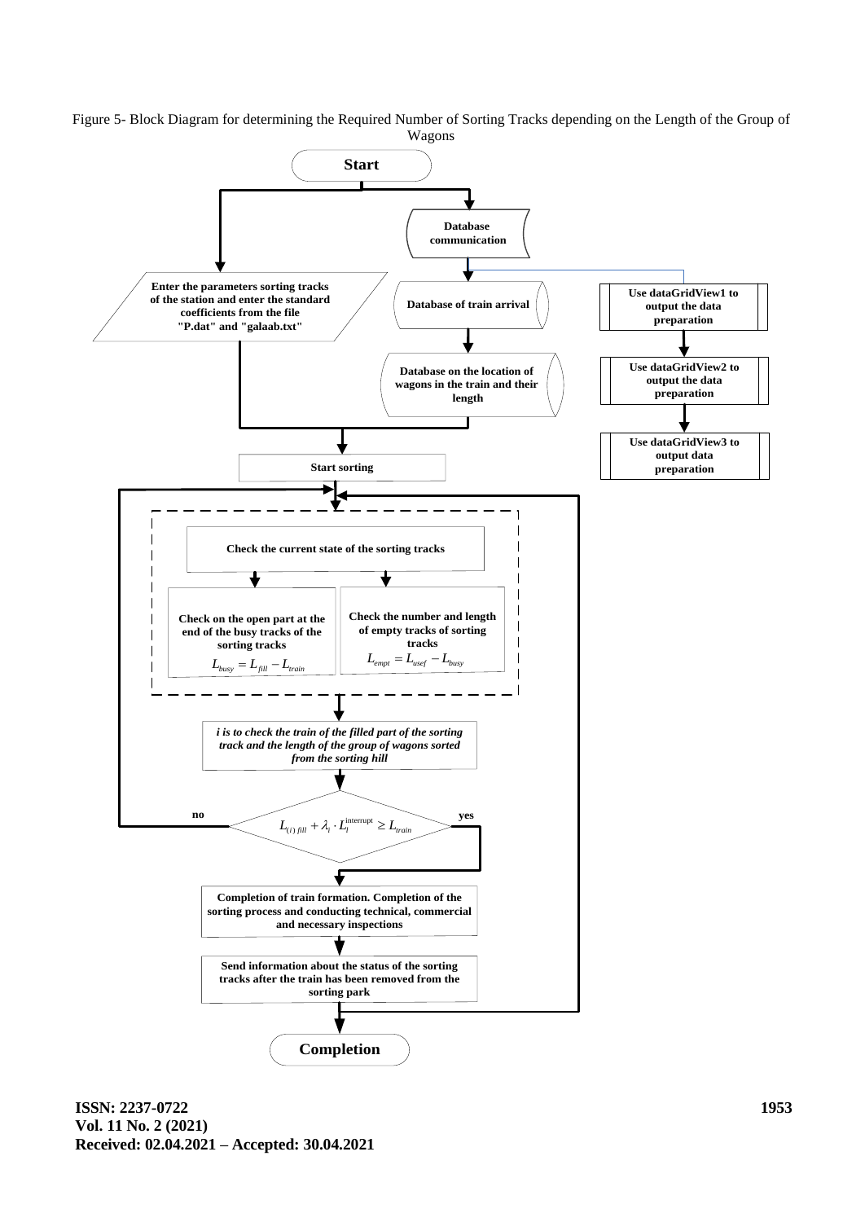Figure 5- Block Diagram for determining the Required Number of Sorting Tracks depending on the Length of the Group of Wagons

**Start**

**Database communication**

**Enter the parameters sorting tracks of the station and enter the standard coefficients from the file "P.dat" and "galaab.txt"**

**Database of train arrival**

**Database on the location of wagons in the train and their length**

**Use dataGridView1 to output the data preparation**

**Use dataGridView2 to output the data preparation**

**Use dataGridView3 to output data preparation**

**Start sorting**

**Check the current state of the sorting tracks**

**Check on the open part at the end of the busy tracks of the sorting tracks**

$$L_{busy} = L_{fill} - L_{train}$$

**Check the number and length of empty tracks of sorting tracks**

$$L_{empt} = L_{usef} - L_{busy}$$

***i is to check the train of the filled part of the sorting track and the length of the group of wagons sorted from the sorting hill***

$$L_{(i)\,fill} + \lambda_i \cdot L_l^{\text{interrupt}} \geq L_{train}$$

**no** / **yes**

**Completion of train formation. Completion of the sorting process and conducting technical, commercial and necessary inspections**

**Send information about the status of the sorting tracks after the train has been removed from the sorting park**

**Completion**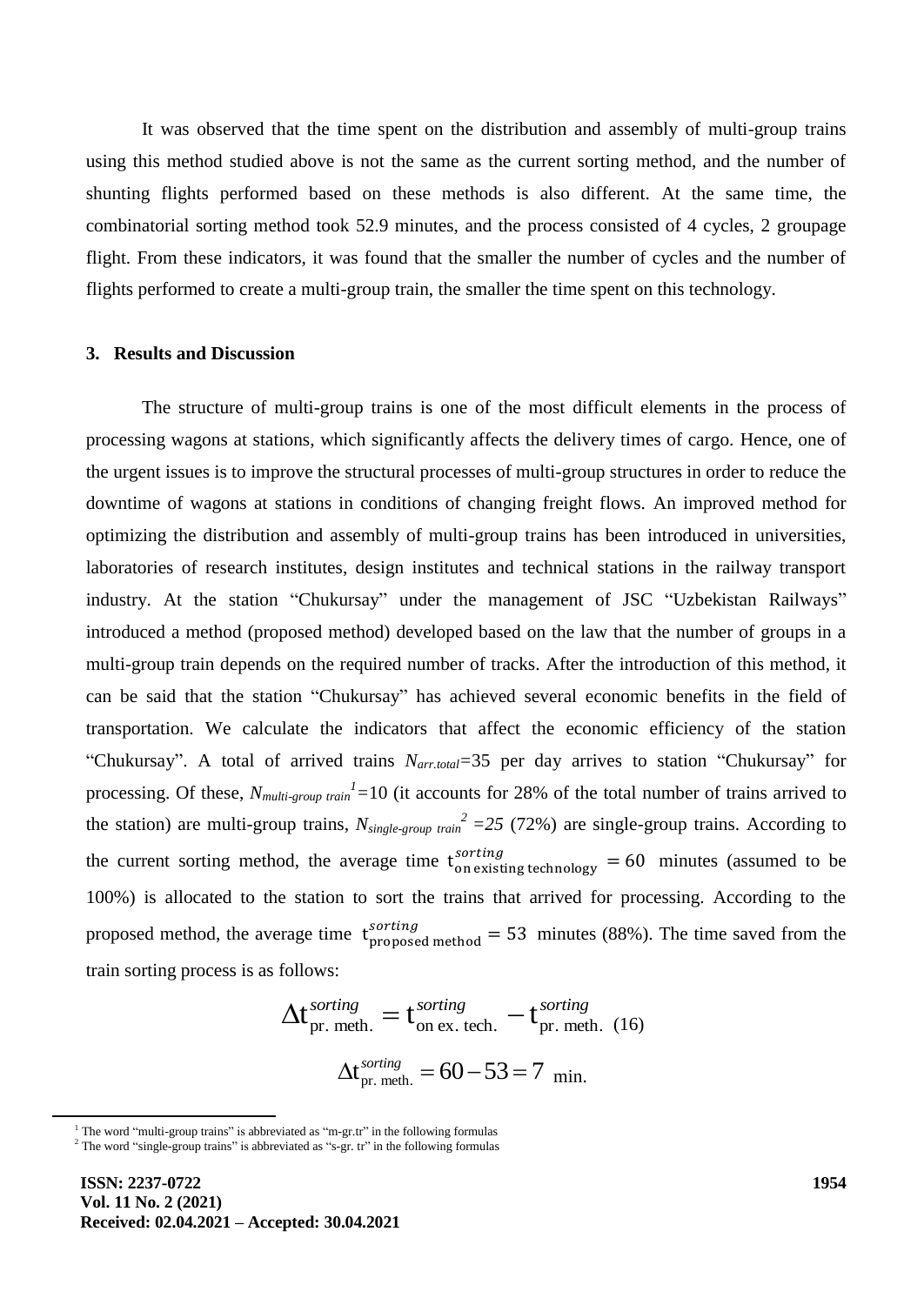It was observed that the time spent on the distribution and assembly of multi-group trains using this method studied above is not the same as the current sorting method, and the number of shunting flights performed based on these methods is also different. At the same time, the combinatorial sorting method took 52.9 minutes, and the process consisted of 4 cycles, 2 groupage flight. From these indicators, it was found that the smaller the number of cycles and the number of flights performed to create a multi-group train, the smaller the time spent on this technology.

## 3. Results and Discussion

The structure of multi-group trains is one of the most difficult elements in the process of processing wagons at stations, which significantly affects the delivery times of cargo. Hence, one of the urgent issues is to improve the structural processes of multi-group structures in order to reduce the downtime of wagons at stations in conditions of changing freight flows. An improved method for optimizing the distribution and assembly of multi-group trains has been introduced in universities, laboratories of research institutes, design institutes and technical stations in the railway transport industry. At the station "Chukursay" under the management of JSC "Uzbekistan Railways" introduced a method (proposed method) developed based on the law that the number of groups in a multi-group train depends on the required number of tracks. After the introduction of this method, it can be said that the station "Chukursay" has achieved several economic benefits in the field of transportation. We calculate the indicators that affect the economic efficiency of the station "Chukursay". A total of arrived trains $N_{arr.total}$=35 per day arrives to station "Chukursay" for processing. Of these, $N_{multi\text{-}group\ train}$[1]=10 (it accounts for 28% of the total number of trains arrived to the station) are multi-group trains, $N_{single\text{-}group\ train}$[2] =25 (72%) are single-group trains. According to the current sorting method, the average time $t^{sorting}_{\text{on existing technology}} = 60$ minutes (assumed to be 100%) is allocated to the station to sort the trains that arrived for processing. According to the proposed method, the average time $t^{sorting}_{\text{proposed method}} = 53$ minutes (88%). The time saved from the train sorting process is as follows:

$$\Delta t^{sorting}_{\text{pr. meth.}} = t^{sorting}_{\text{on ex. tech.}} - t^{sorting}_{\text{pr. meth.}} \quad (16)$$

$$\Delta t^{sorting}_{\text{pr. meth.}} = 60 - 53 = 7 \text{ min.}$$

---

[1] The word "multi-group trains" is abbreviated as "m-gr.tr" in the following formulas

[2] The word "single-group trains" is abbreviated as "s-gr. tr" in the following formulas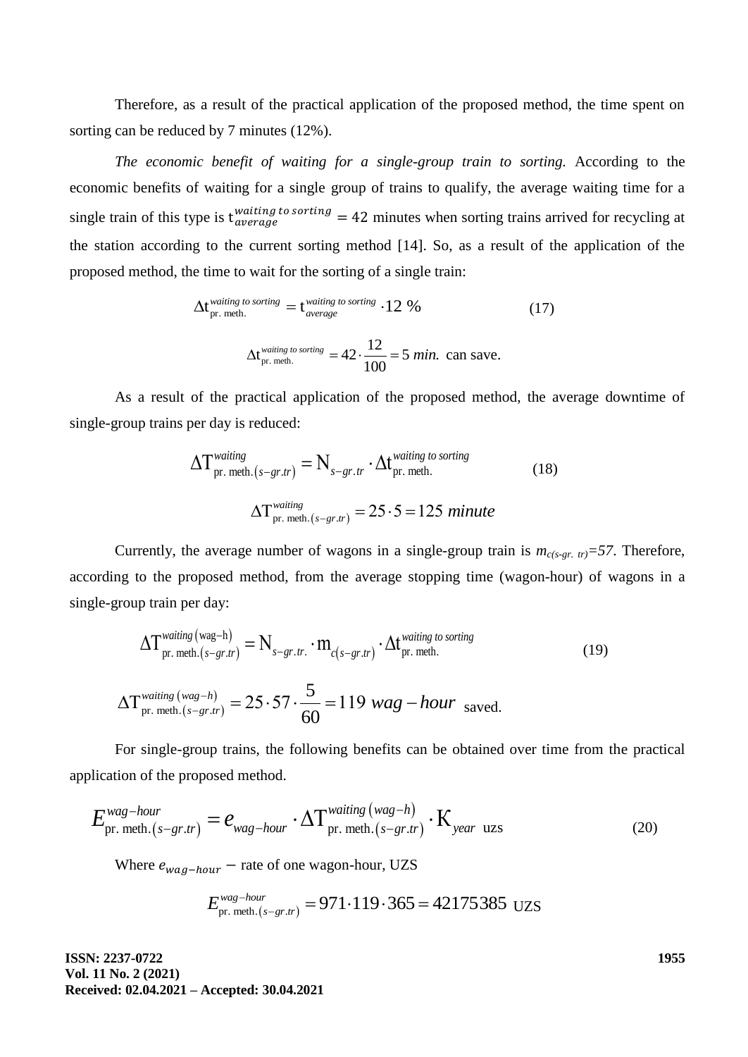Therefore, as a result of the practical application of the proposed method, the time spent on sorting can be reduced by 7 minutes (12%).

*The economic benefit of waiting for a single-group train to sorting.* According to the economic benefits of waiting for a single group of trains to qualify, the average waiting time for a single train of this type is $t_{average}^{waiting\ to\ sorting} = 42$ minutes when sorting trains arrived for recycling at the station according to the current sorting method [14]. So, as a result of the application of the proposed method, the time to wait for the sorting of a single train:

$$\Delta t_{\text{pr. meth.}}^{waiting\ to\ sorting} = t_{average}^{waiting\ to\ sorting} \cdot 12\ \% \tag{17}$$

$$\Delta t_{\text{pr. meth.}}^{waiting\ to\ sorting} = 42 \cdot \frac{12}{100} = 5\ min. \text{ can save.}$$

As a result of the practical application of the proposed method, the average downtime of single-group trains per day is reduced:

$$\Delta T_{\text{pr. meth.}(s-gr.tr)}^{waiting} = N_{s-gr.tr} \cdot \Delta t_{\text{pr. meth.}}^{waiting\ to\ sorting} \tag{18}$$

$$\Delta T_{\text{pr. meth.}(s-gr.tr)}^{waiting} = 25 \cdot 5 = 125\ minute$$

Currently, the average number of wagons in a single-group train is $m_{c(s\text{-}gr.\ tr)}=57$. Therefore, according to the proposed method, from the average stopping time (wagon-hour) of wagons in a single-group train per day:

$$\Delta T_{\text{pr. meth.}(s-gr.tr)}^{waiting\ (\text{wag}-\text{h})} = N_{s-gr.tr.} \cdot m_{c(s-gr.tr)} \cdot \Delta t_{\text{pr. meth.}}^{waiting\ to\ sorting} \tag{19}$$

$$\Delta T_{\text{pr. meth.}(s-gr.tr)}^{waiting\ (wag-h)} = 25 \cdot 57 \cdot \frac{5}{60} = 119\ wag-hour \text{ saved.}$$

For single-group trains, the following benefits can be obtained over time from the practical application of the proposed method.

$$E_{\text{pr. meth.}(s-gr.tr)}^{wag-hour} = e_{wag-hour} \cdot \Delta T_{\text{pr. meth.}(s-gr.tr)}^{waiting\ (wag-h)} \cdot K_{year} \text{ uzs} \tag{20}$$

Where $e_{wag-hour}$ – rate of one wagon-hour, UZS

$$E_{\text{pr. meth.}(s-gr.tr)}^{wag-hour} = 971 \cdot 119 \cdot 365 = 42175385 \text{ UZS}$$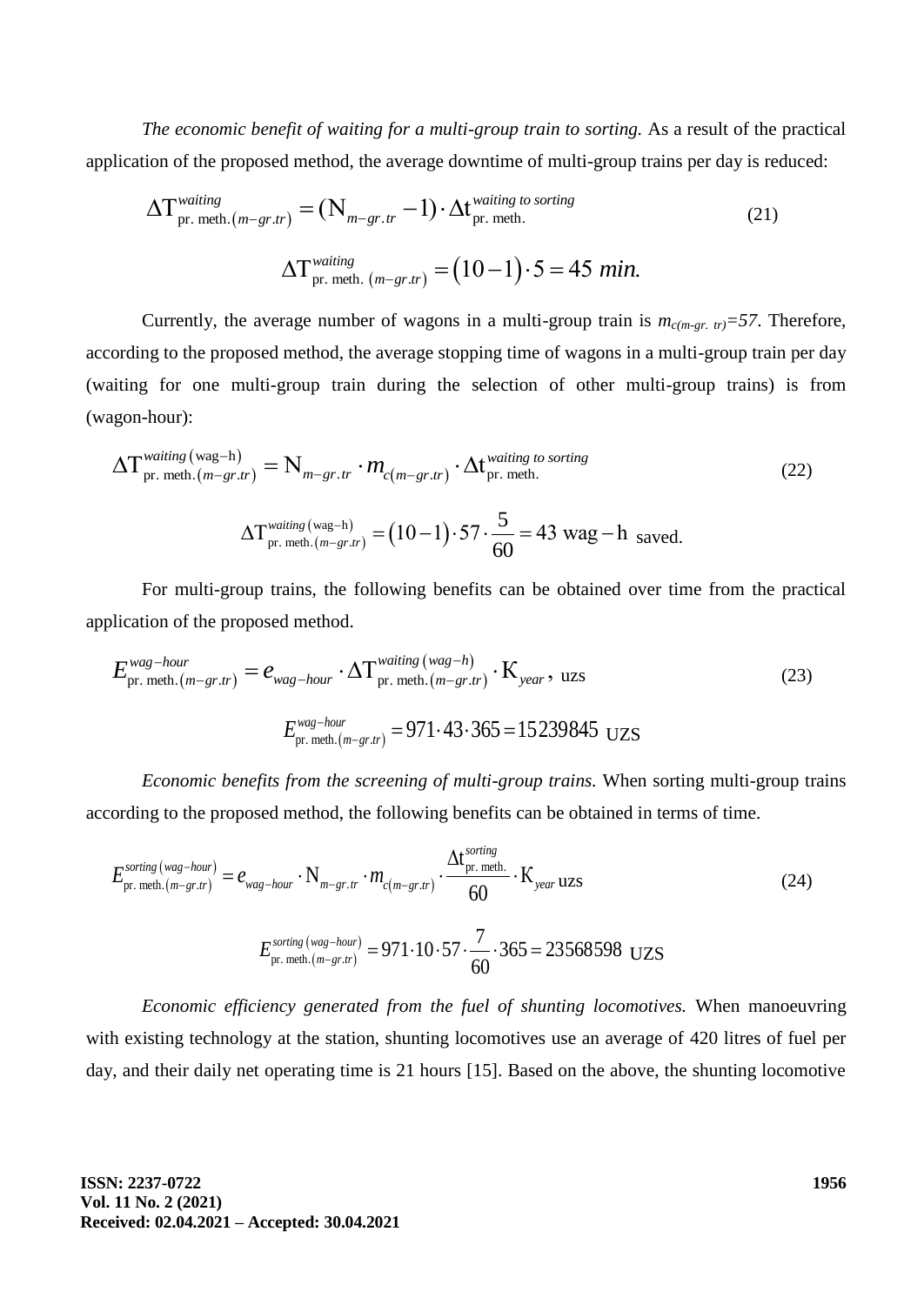*The economic benefit of waiting for a multi-group train to sorting.* As a result of the practical application of the proposed method, the average downtime of multi-group trains per day is reduced:

$$\Delta T_{\text{pr. meth.}(m-gr.tr)}^{waiting} = (N_{m-gr.tr} - 1) \cdot \Delta t_{\text{pr. meth.}}^{waiting\ to\ sorting} \tag{21}$$

$$\Delta T_{\text{pr. meth.}\ (m-gr.tr)}^{waiting} = (10-1) \cdot 5 = 45\ min.$$

Currently, the average number of wagons in a multi-group train is $m_{c(m\text{-}gr.\ tr)}=57$. Therefore, according to the proposed method, the average stopping time of wagons in a multi-group train per day (waiting for one multi-group train during the selection of other multi-group trains) is from (wagon-hour):

$$\Delta T_{\text{pr. meth.}(m-gr.tr)}^{waiting\,(\text{wag-h})} = N_{m-gr.tr} \cdot m_{c(m-gr.tr)} \cdot \Delta t_{\text{pr. meth.}}^{waiting\ to\ sorting} \tag{22}$$

$$\Delta T_{\text{pr. meth.}(m-gr.tr)}^{waiting\,(\text{wag-h})} = (10-1) \cdot 57 \cdot \frac{5}{60} = 43\ \text{wag-h}\ \text{saved.}$$

For multi-group trains, the following benefits can be obtained over time from the practical application of the proposed method.

$$E_{\text{pr. meth.}(m-gr.tr)}^{wag-hour} = e_{wag-hour} \cdot \Delta T_{\text{pr. meth.}(m-gr.tr)}^{waiting\,(wag-h)} \cdot K_{year},\ \text{uzs} \tag{23}$$

$$E_{\text{pr. meth.}(m-gr.tr)}^{wag-hour} = 971 \cdot 43 \cdot 365 = 15239845\ \text{UZS}$$

*Economic benefits from the screening of multi-group trains.* When sorting multi-group trains according to the proposed method, the following benefits can be obtained in terms of time.

$$E_{\text{pr. meth.}(m-gr.tr)}^{sorting\,(wag-hour)} = e_{wag-hour} \cdot N_{m-gr.tr} \cdot m_{c(m-gr.tr)} \cdot \frac{\Delta t_{\text{pr. meth.}}^{sorting}}{60} \cdot K_{year}\ \text{uzs} \tag{24}$$

$$E_{\text{pr. meth.}(m-gr.tr)}^{sorting\,(wag-hour)} = 971 \cdot 10 \cdot 57 \cdot \frac{7}{60} \cdot 365 = 23568598\ \text{UZS}$$

*Economic efficiency generated from the fuel of shunting locomotives.* When manoeuvring with existing technology at the station, shunting locomotives use an average of 420 litres of fuel per day, and their daily net operating time is 21 hours [15]. Based on the above, the shunting locomotive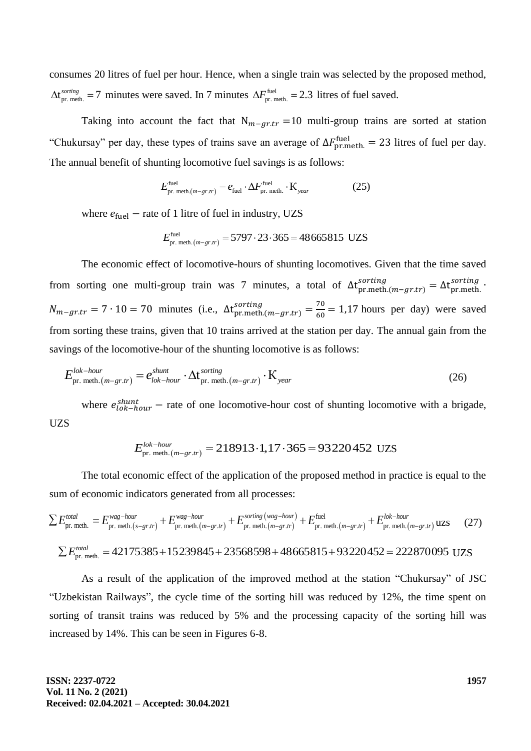consumes 20 litres of fuel per hour. Hence, when a single train was selected by the proposed method, $\Delta t^{sorting}_{\text{pr. meth.}} = 7$ minutes were saved. In 7 minutes $\Delta F^{\text{fuel}}_{\text{pr. meth.}} = 2.3$ litres of fuel saved.

Taking into account the fact that $N_{m-gr.tr} = 10$ multi-group trains are sorted at station "Chukursay" per day, these types of trains save an average of $\Delta F^{\text{fuel}}_{\text{pr.meth.}} = 23$ litres of fuel per day. The annual benefit of shunting locomotive fuel savings is as follows:

$$E^{\text{fuel}}_{\text{pr. meth.}(m-gr.tr)} = e_{\text{fuel}} \cdot \Delta F^{\text{fuel}}_{\text{pr. meth.}} \cdot K_{year} \qquad (25)$$

where $e_{\text{fuel}}$ – rate of 1 litre of fuel in industry, UZS

$$E^{\text{fuel}}_{\text{pr. meth.}(m-gr.tr)} = 5797 \cdot 23 \cdot 365 = 48665815 \text{ UZS}$$

The economic effect of locomotive-hours of shunting locomotives. Given that the time saved from sorting one multi-group train was 7 minutes, a total of $\Delta t^{sorting}_{\text{pr.meth.}(m-gr.tr)} = \Delta t^{sorting}_{\text{pr.meth.}} \cdot N_{m-gr.tr} = 7 \cdot 10 = 70$ minutes (i.e., $\Delta t^{sorting}_{\text{pr.meth.}(m-gr.tr)} = \frac{70}{60} = 1{,}17$ hours per day) were saved from sorting these trains, given that 10 trains arrived at the station per day. The annual gain from the savings of the locomotive-hour of the shunting locomotive is as follows:

$$E^{lok-hour}_{\text{pr. meth.}(m-gr.tr)} = e^{shunt}_{lok-hour} \cdot \Delta t^{sorting}_{\text{pr. meth.}(m-gr.tr)} \cdot K_{year} \qquad (26)$$

where $e^{shunt}_{lok-hour}$ – rate of one locomotive-hour cost of shunting locomotive with a brigade, UZS

$$E^{lok-hour}_{\text{pr. meth.}(m-gr.tr)} = 218913 \cdot 1{,}17 \cdot 365 = 93220452 \text{ UZS}$$

The total economic effect of the application of the proposed method in practice is equal to the sum of economic indicators generated from all processes:

$$\sum E^{total}_{\text{pr. meth.}} = E^{wag-hour}_{\text{pr. meth.}(s-gr.tr)} + E^{wag-hour}_{\text{pr. meth.}(m-gr.tr)} + E^{sorting\,(wag-hour)}_{\text{pr. meth.}(m-gr.tr)} + E^{\text{fuel}}_{\text{pr. meth.}(m-gr.tr)} + E^{lok-hour}_{\text{pr. meth.}(m-gr.tr)} \text{ uzs} \qquad (27)$$

$$\sum E^{total}_{\text{pr. meth.}} = 42175385 + 15239845 + 23568598 + 48665815 + 93220452 = 222870095 \text{ UZS}$$

As a result of the application of the improved method at the station "Chukursay" of JSC "Uzbekistan Railways", the cycle time of the sorting hill was reduced by 12%, the time spent on sorting of transit trains was reduced by 5% and the processing capacity of the sorting hill was increased by 14%. This can be seen in Figures 6-8.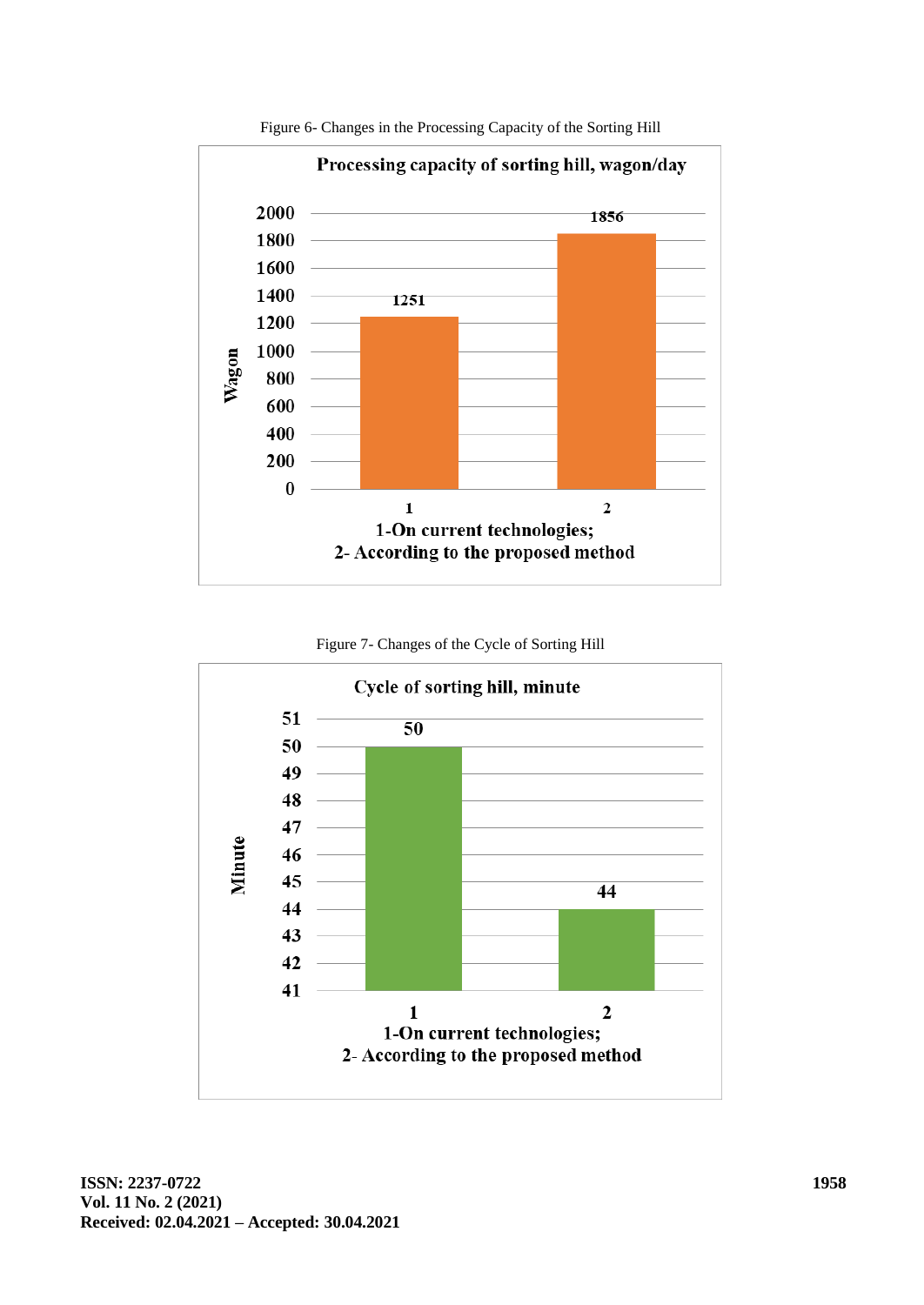Figure 6- Changes in the Processing Capacity of the Sorting Hill

Figure 7- Changes of the Cycle of Sorting Hill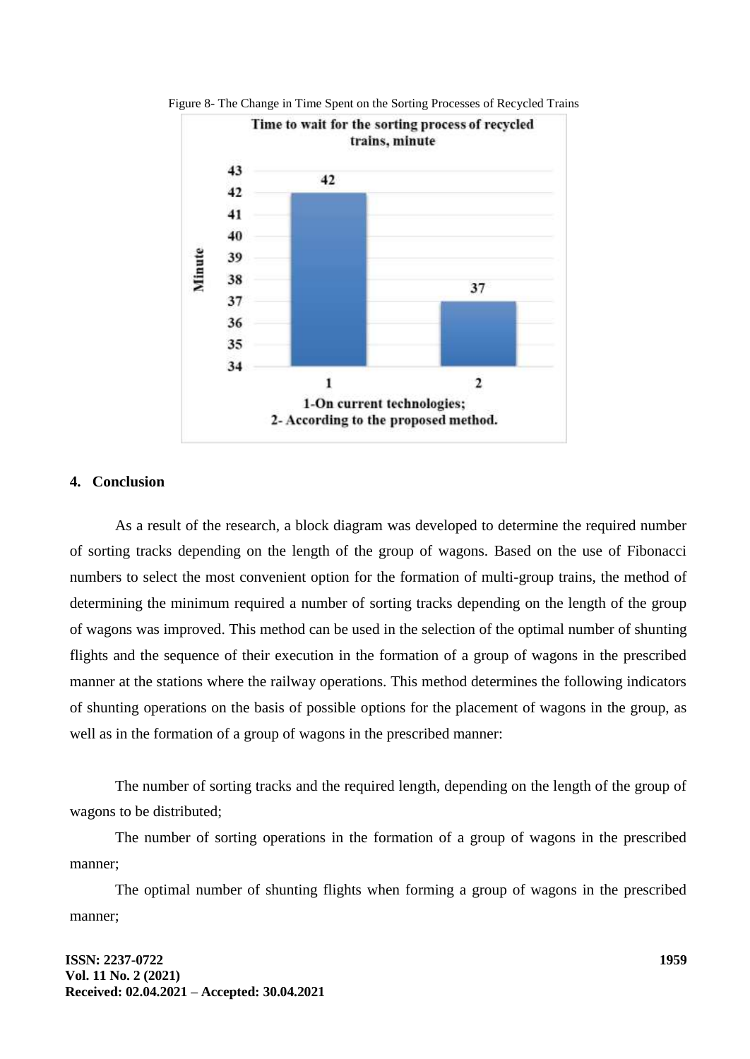Figure 8- The Change in Time Spent on the Sorting Processes of Recycled Trains

## 4. Conclusion

As a result of the research, a block diagram was developed to determine the required number of sorting tracks depending on the length of the group of wagons. Based on the use of Fibonacci numbers to select the most convenient option for the formation of multi-group trains, the method of determining the minimum required a number of sorting tracks depending on the length of the group of wagons was improved. This method can be used in the selection of the optimal number of shunting flights and the sequence of their execution in the formation of a group of wagons in the prescribed manner at the stations where the railway operations. This method determines the following indicators of shunting operations on the basis of possible options for the placement of wagons in the group, as well as in the formation of a group of wagons in the prescribed manner:

The number of sorting tracks and the required length, depending on the length of the group of wagons to be distributed;

The number of sorting operations in the formation of a group of wagons in the prescribed manner;

The optimal number of shunting flights when forming a group of wagons in the prescribed manner;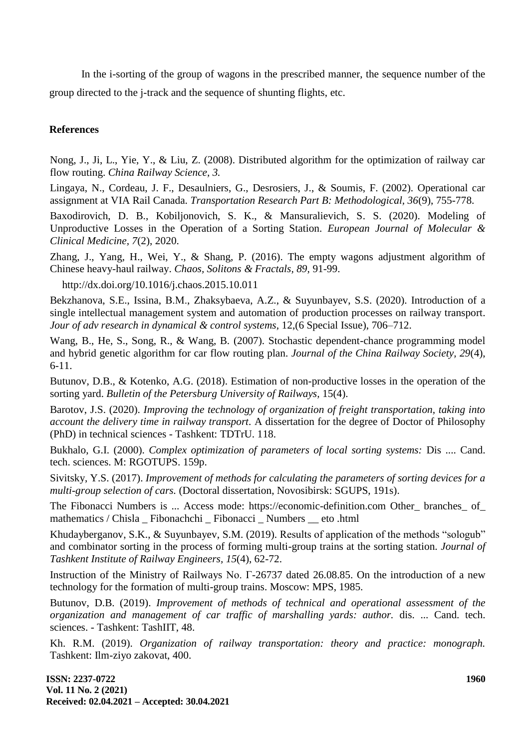In the i-sorting of the group of wagons in the prescribed manner, the sequence number of the group directed to the j-track and the sequence of shunting flights, etc.

## References

Nong, J., Ji, L., Yie, Y., & Liu, Z. (2008). Distributed algorithm for the optimization of railway car flow routing. *China Railway Science*, *3.*

Lingaya, N., Cordeau, J. F., Desaulniers, G., Desrosiers, J., & Soumis, F. (2002). Operational car assignment at VIA Rail Canada. *Transportation Research Part B: Methodological*, *36*(9), 755-778.

Baxodirovich, D. B., Kobiljonovich, S. K., & Mansuralievich, S. S. (2020). Modeling of Unproductive Losses in the Operation of a Sorting Station. *European Journal of Molecular & Clinical Medicine*, *7*(2), 2020.

Zhang, J., Yang, H., Wei, Y., & Shang, P. (2016). The empty wagons adjustment algorithm of Chinese heavy-haul railway. *Chaos, Solitons & Fractals*, *89*, 91-99.

http://dx.doi.org/10.1016/j.chaos.2015.10.011

Bekzhanova, S.E., Issina, B.M., Zhaksybaeva, A.Z., & Suyunbayev, S.S. (2020). Introduction of a single intellectual management system and automation of production processes on railway transport. *Jour of adv research in dynamical & control systems*, 12,(6 Special Issue), 706–712.

Wang, B., He, S., Song, R., & Wang, B. (2007). Stochastic dependent-chance programming model and hybrid genetic algorithm for car flow routing plan. *Journal of the China Railway Society*, *29*(4), 6-11.

Butunov, D.B., & Kotenko, A.G. (2018). Estimation of non-productive losses in the operation of the sorting yard. *Bulletin of the Petersburg University of Railways*, 15(4).

Barotov, J.S. (2020). *Improving the technology of organization of freight transportation, taking into account the delivery time in railway transport*. A dissertation for the degree of Doctor of Philosophy (PhD) in technical sciences - Tashkent: TDTrU. 118.

Bukhalo, G.I. (2000). *Complex optimization of parameters of local sorting systems:* Dis .... Cand. tech. sciences. M: RGOTUPS. 159p.

Sivitsky, Y.S. (2017). *Improvement of methods for calculating the parameters of sorting devices for a multi-group selection of cars.* (Doctoral dissertation, Novosibirsk: SGUPS, 191s).

The Fibonacci Numbers is ... Access mode: https://economic-definition.com Other_ branches_ of_ mathematics / Chisla _ Fibonachchi _ Fibonacci _ Numbers __ eto .html

Khudayberganov, S.K., & Suyunbayev, S.M. (2019). Results of application of the methods "sologub" and combinator sorting in the process of forming multi-group trains at the sorting station. *Journal of Tashkent Institute of Railway Engineers*, *15*(4), 62-72.

Instruction of the Ministry of Railways No. Г-26737 dated 26.08.85. On the introduction of a new technology for the formation of multi-group trains. Moscow: MPS, 1985.

Butunov, D.B. (2019). *Improvement of methods of technical and operational assessment of the organization and management of car traffic of marshalling yards: author.* dis. ... Cand. tech. sciences. - Tashkent: TashIIT, 48.

Kh. R.M. (2019). *Organization of railway transportation: theory and practice: monograph.* Tashkent: Ilm-ziyo zakovat, 400.